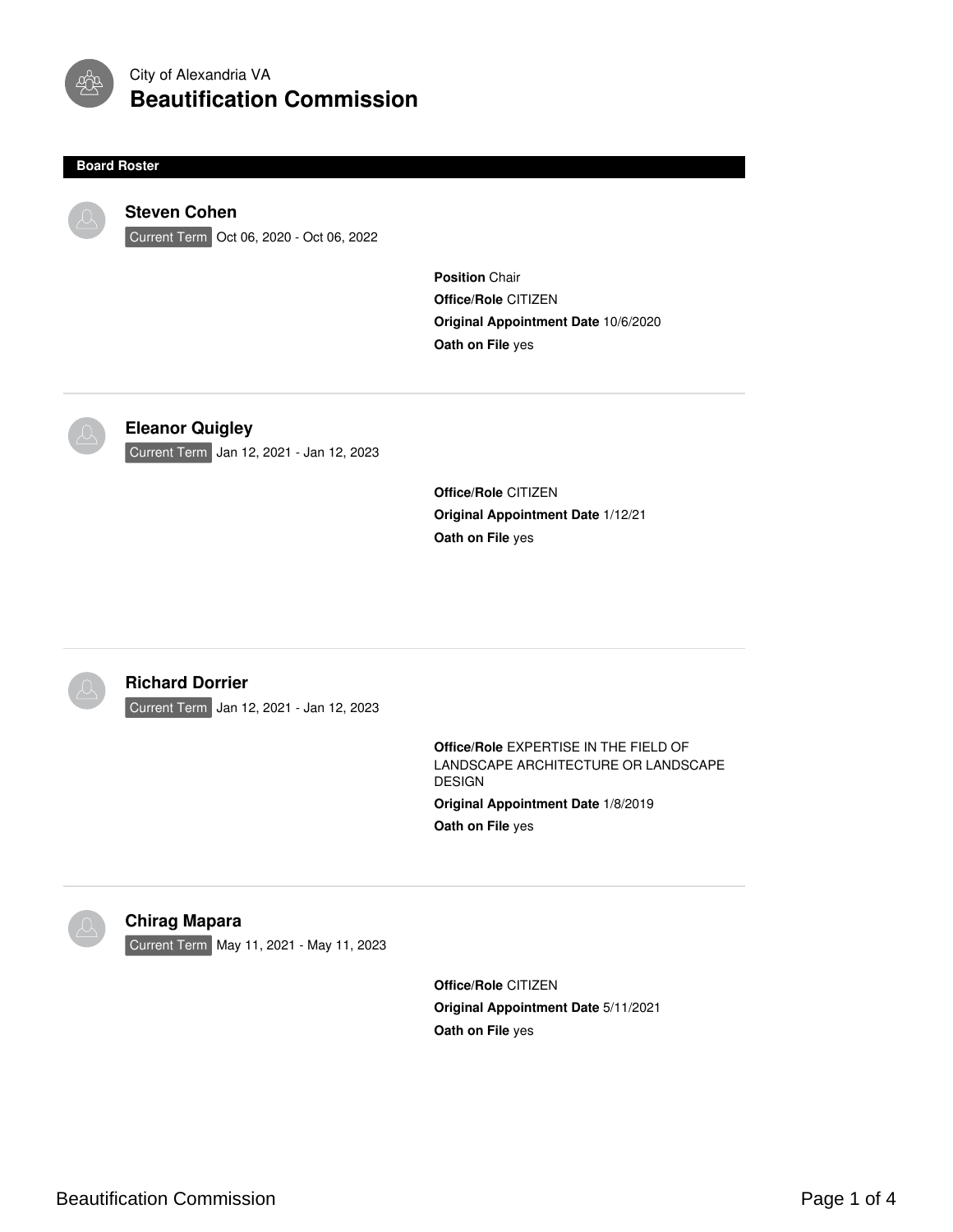City of Alexandria VA

# Beautification Commission

## Board Roster

### Steven Cohen

Current Term Oct 06, 2020 - Oct 06, 2022

**Position** Chair
**Office/Role** CITIZEN
**Original Appointment Date** 10/6/2020
**Oath on File** yes

---

### Eleanor Quigley

Current Term Jan 12, 2021 - Jan 12, 2023

**Office/Role** CITIZEN
**Original Appointment Date** 1/12/21
**Oath on File** yes

---

### Richard Dorrier

Current Term Jan 12, 2021 - Jan 12, 2023

**Office/Role** EXPERTISE IN THE FIELD OF LANDSCAPE ARCHITECTURE OR LANDSCAPE DESIGN
**Original Appointment Date** 1/8/2019
**Oath on File** yes

---

### Chirag Mapara

Current Term May 11, 2021 - May 11, 2023

**Office/Role** CITIZEN
**Original Appointment Date** 5/11/2021
**Oath on File** yes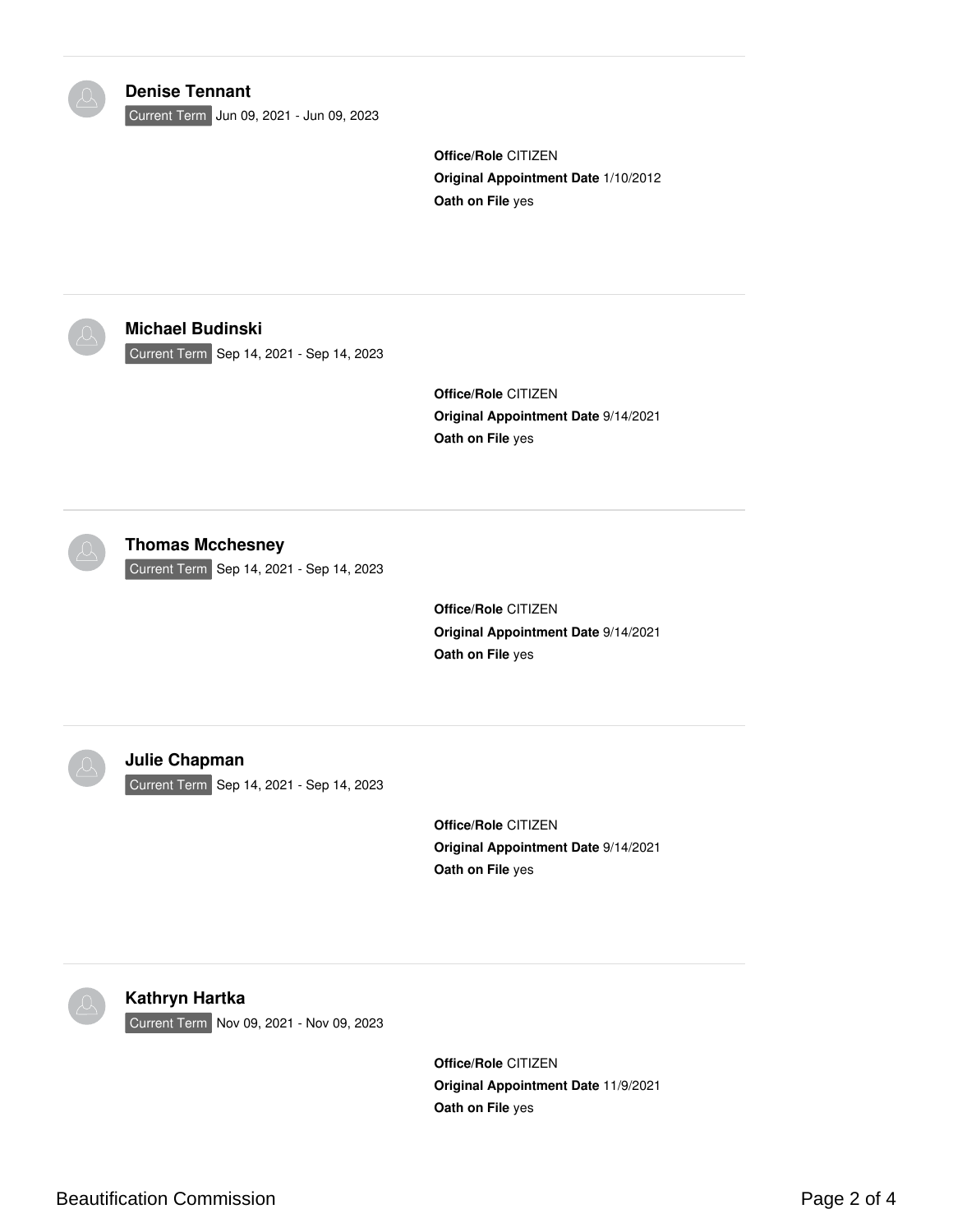### Denise Tennant

Current Term Jun 09, 2021 - Jun 09, 2023

**Office/Role** CITIZEN
**Original Appointment Date** 1/10/2012
**Oath on File** yes

---

### Michael Budinski

Current Term Sep 14, 2021 - Sep 14, 2023

**Office/Role** CITIZEN
**Original Appointment Date** 9/14/2021
**Oath on File** yes

---

### Thomas Mcchesney

Current Term Sep 14, 2021 - Sep 14, 2023

**Office/Role** CITIZEN
**Original Appointment Date** 9/14/2021
**Oath on File** yes

---

### Julie Chapman

Current Term Sep 14, 2021 - Sep 14, 2023

**Office/Role** CITIZEN
**Original Appointment Date** 9/14/2021
**Oath on File** yes

---

### Kathryn Hartka

Current Term Nov 09, 2021 - Nov 09, 2023

**Office/Role** CITIZEN
**Original Appointment Date** 11/9/2021
**Oath on File** yes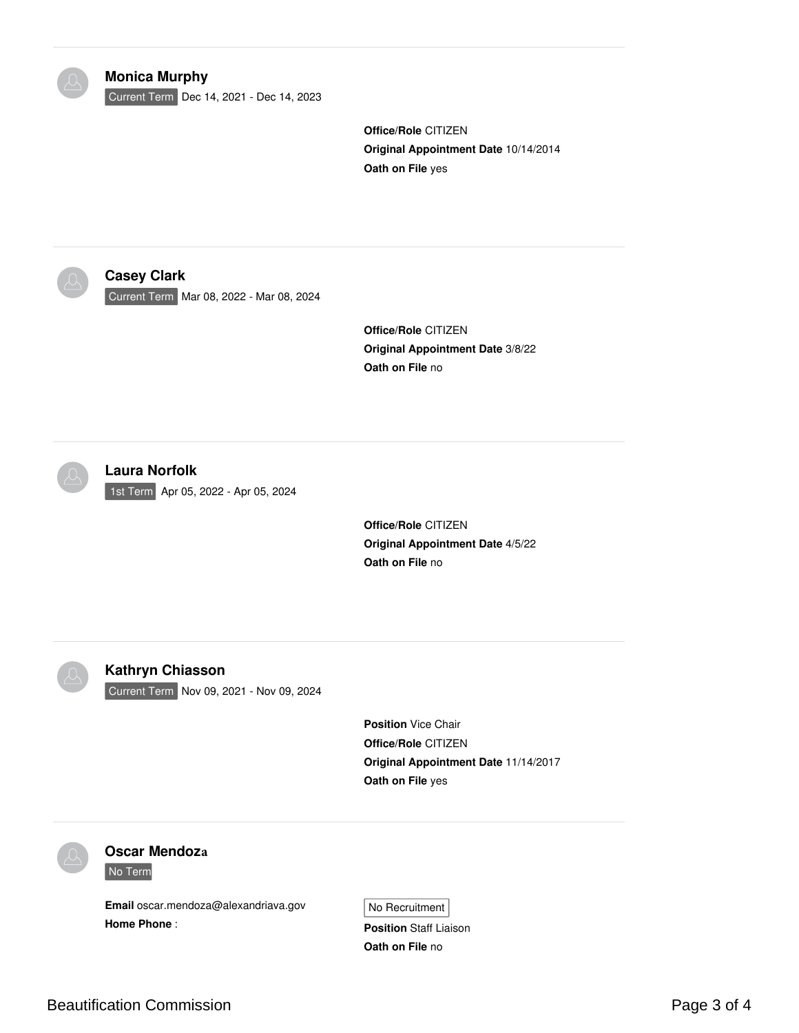---

### Monica Murphy

Current Term Dec 14, 2021 - Dec 14, 2023

**Office/Role** CITIZEN
**Original Appointment Date** 10/14/2014
**Oath on File** yes

---

### Casey Clark

Current Term Mar 08, 2022 - Mar 08, 2024

**Office/Role** CITIZEN
**Original Appointment Date** 3/8/22
**Oath on File** no

---

### Laura Norfolk

1st Term Apr 05, 2022 - Apr 05, 2024

**Office/Role** CITIZEN
**Original Appointment Date** 4/5/22
**Oath on File** no

---

### Kathryn Chiasson

Current Term Nov 09, 2021 - Nov 09, 2024

**Position** Vice Chair
**Office/Role** CITIZEN
**Original Appointment Date** 11/14/2017
**Oath on File** yes

---

### Oscar Mendoza

No Term

**Email** oscar.mendoza@alexandriava.gov
**Home Phone** :

No Recruitment
**Position** Staff Liaison
**Oath on File** no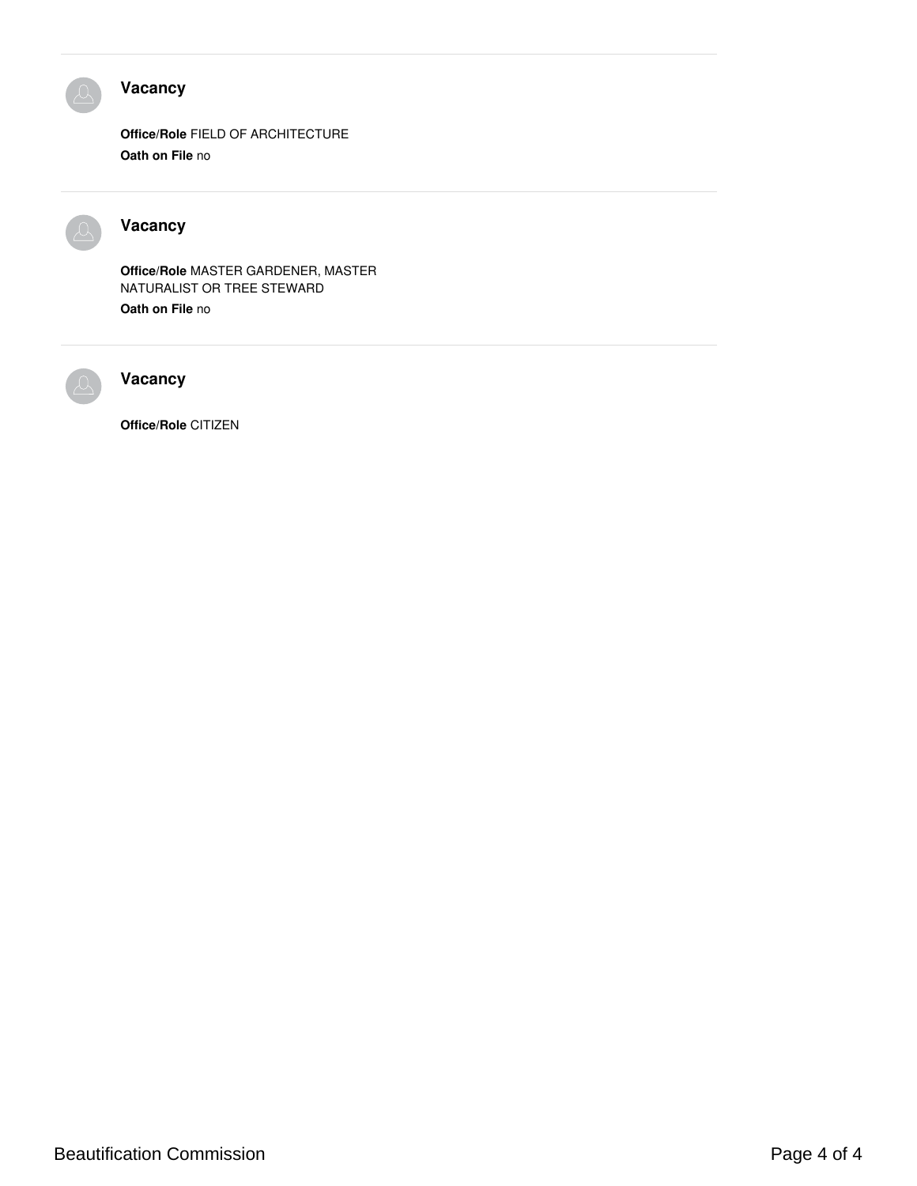### Vacancy

**Office/Role** FIELD OF ARCHITECTURE
**Oath on File** no

---

### Vacancy

**Office/Role** MASTER GARDENER, MASTER NATURALIST OR TREE STEWARD
**Oath on File** no

---

### Vacancy

**Office/Role** CITIZEN